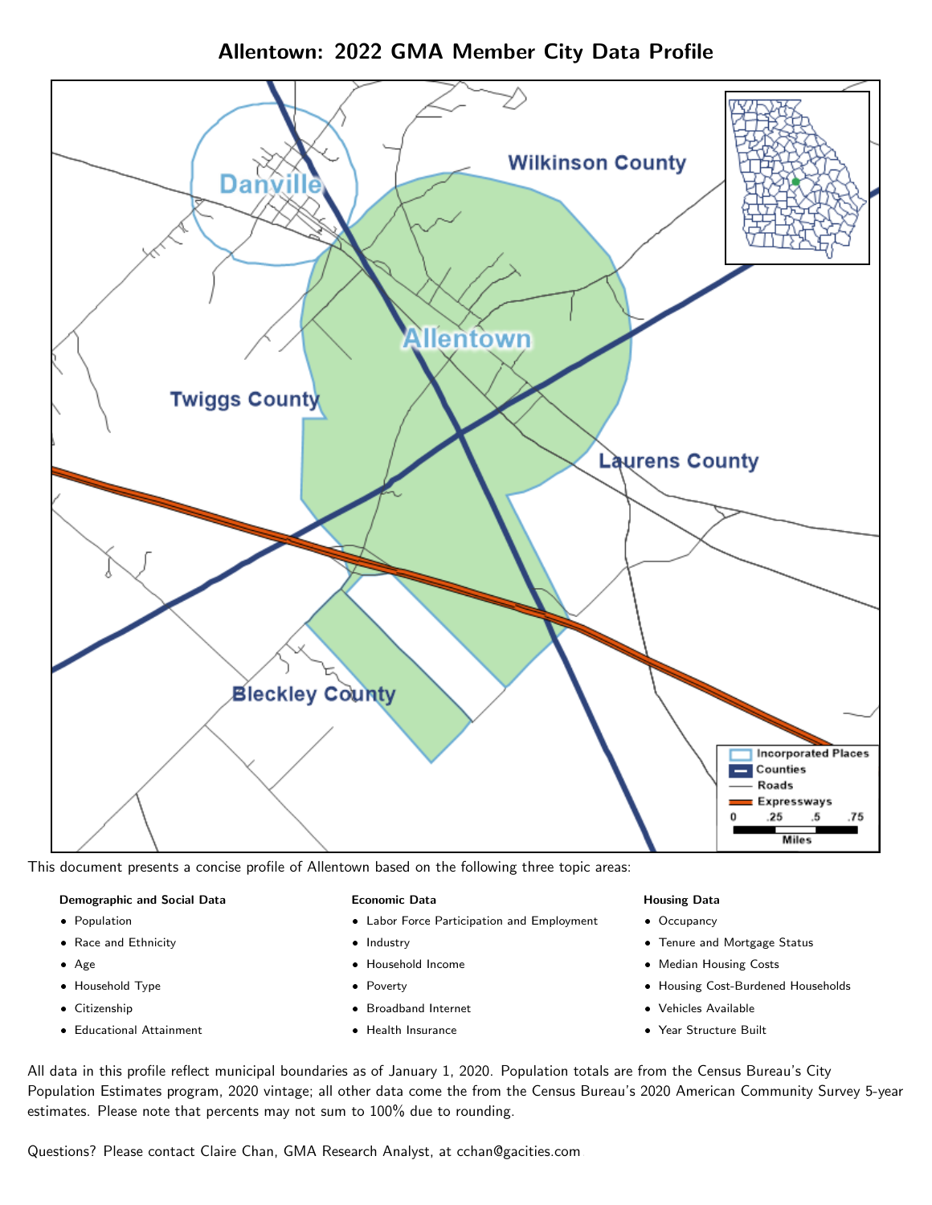# Allentown: 2022 GMA Member City Data Profile

This document presents a concise profile of Allentown based on the following three topic areas:

**Demographic and Social Data**

- Population
- Race and Ethnicity
- Age
- Household Type
- Citizenship
- Educational Attainment

**Economic Data**

- Labor Force Participation and Employment
- Industry
- Household Income
- Poverty
- Broadband Internet
- Health Insurance

**Housing Data**

- Occupancy
- Tenure and Mortgage Status
- Median Housing Costs
- Housing Cost-Burdened Households
- Vehicles Available
- Year Structure Built

All data in this profile reflect municipal boundaries as of January 1, 2020. Population totals are from the Census Bureau's City Population Estimates program, 2020 vintage; all other data come the from the Census Bureau's 2020 American Community Survey 5-year estimates. Please note that percents may not sum to 100% due to rounding.

Questions? Please contact Claire Chan, GMA Research Analyst, at cchan@gacities.com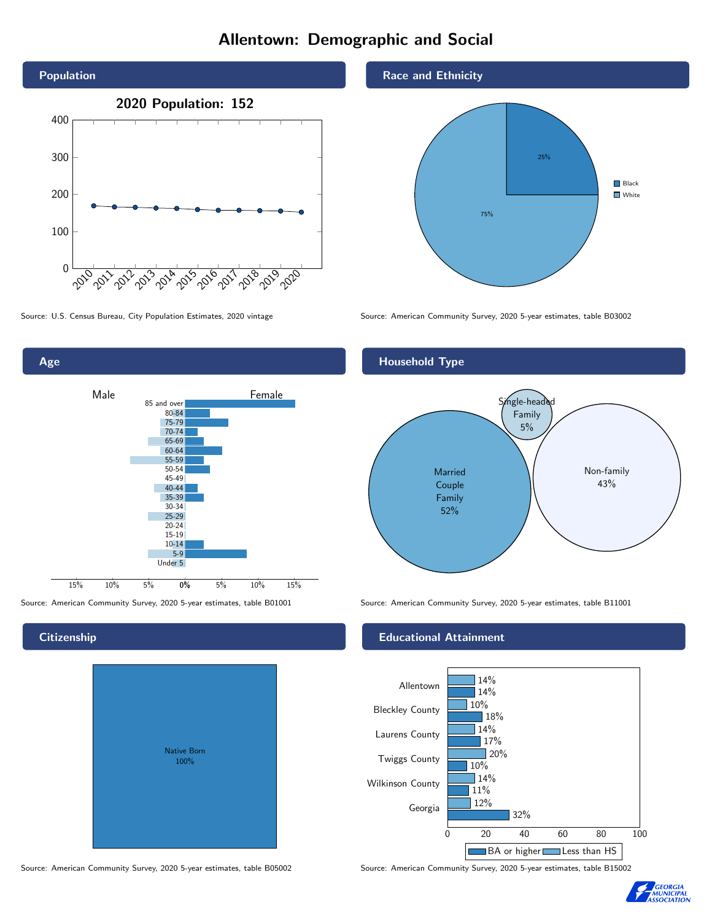# Allentown: Demographic and Social

## Population

2020 Population: 152

Source: U.S. Census Bureau, City Population Estimates, 2020 vintage

## Race and Ethnicity

| Race | Percent |
|---|---|
| Black | 25% |
| White | 75% |

Source: American Community Survey, 2020 5-year estimates, table B03002

## Age

Source: American Community Survey, 2020 5-year estimates, table B01001

## Household Type

| Household Type | Percent |
|---|---|
| Married Couple Family | 52% |
| Single-headed Family | 5% |
| Non-family | 43% |

Source: American Community Survey, 2020 5-year estimates, table B11001

## Citizenship

Native Born 100%

Source: American Community Survey, 2020 5-year estimates, table B05002

## Educational Attainment

| | Less than HS | BA or higher |
|---|---|---|
| Allentown | 14% | 14% |
| Bleckley County | 10% | 18% |
| Laurens County | 14% | 17% |
| Twiggs County | 20% | 10% |
| Wilkinson County | 14% | 11% |
| Georgia | 12% | 32% |

Source: American Community Survey, 2020 5-year estimates, table B15002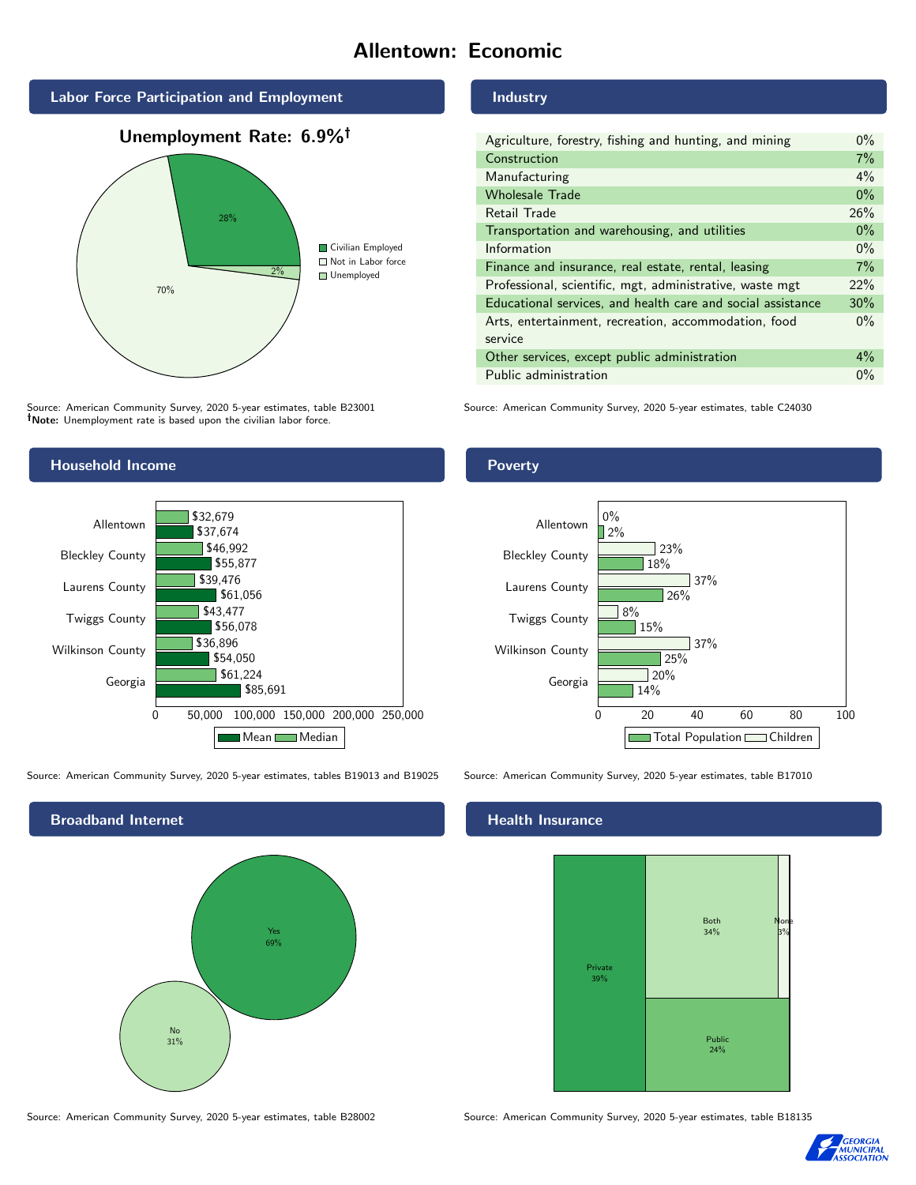# Allentown: Economic

## Labor Force Participation and Employment

**Unemployment Rate: 6.9%†**

| Category | Percent |
|---|---|
| Civilian Employed | 28% |
| Not in Labor force | 70% |
| Unemployed | 2% |

Source: American Community Survey, 2020 5-year estimates, table B23001
**†Note:** Unemployment rate is based upon the civilian labor force.

## Industry

| Industry | Percent |
|---|---|
| Agriculture, forestry, fishing and hunting, and mining | 0% |
| Construction | 7% |
| Manufacturing | 4% |
| Wholesale Trade | 0% |
| Retail Trade | 26% |
| Transportation and warehousing, and utilities | 0% |
| Information | 0% |
| Finance and insurance, real estate, rental, leasing | 7% |
| Professional, scientific, mgt, administrative, waste mgt | 22% |
| Educational services, and health care and social assistance | 30% |
| Arts, entertainment, recreation, accommodation, food service | 0% |
| Other services, except public administration | 4% |
| Public administration | 0% |

Source: American Community Survey, 2020 5-year estimates, table C24030

## Household Income

| Area | Median | Mean |
|---|---|---|
| Allentown | $32,679 | $37,674 |
| Bleckley County | $46,992 | $55,877 |
| Laurens County | $39,476 | $61,056 |
| Twiggs County | $43,477 | $56,078 |
| Wilkinson County | $36,896 | $54,050 |
| Georgia | $61,224 | $85,691 |

Source: American Community Survey, 2020 5-year estimates, tables B19013 and B19025

## Poverty

| Area | Children | Total Population |
|---|---|---|
| Allentown | 0% | 2% |
| Bleckley County | 23% | 18% |
| Laurens County | 37% | 26% |
| Twiggs County | 8% | 15% |
| Wilkinson County | 37% | 25% |
| Georgia | 20% | 14% |

Source: American Community Survey, 2020 5-year estimates, table B17010

## Broadband Internet

| Response | Percent |
|---|---|
| Yes | 69% |
| No | 31% |

Source: American Community Survey, 2020 5-year estimates, table B28002

## Health Insurance

| Coverage | Percent |
|---|---|
| Private | 39% |
| Both | 34% |
| Public | 24% |
| None | 3% |

Source: American Community Survey, 2020 5-year estimates, table B18135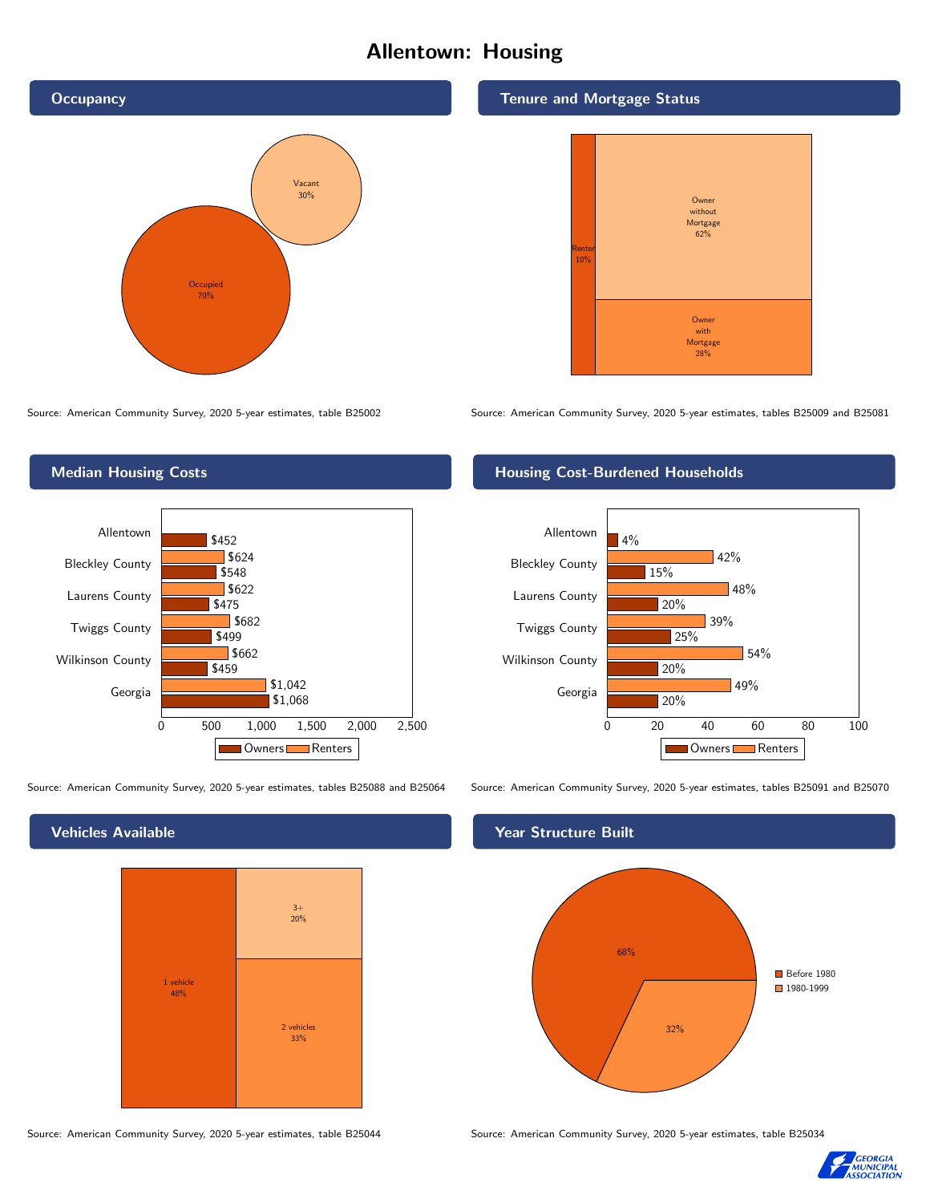# Allentown: Housing

## Occupancy

Vacant
30%

Occupied
70%

Source: American Community Survey, 2020 5-year estimates, table B25002

## Tenure and Mortgage Status

Renter
10%

Owner
without
Mortgage
62%

Owner
with
Mortgage
28%

Source: American Community Survey, 2020 5-year estimates, tables B25009 and B25081

## Median Housing Costs

Allentown
$452

Bleckley County
$624
$548

Laurens County
$622
$475

Twiggs County
$682
$499

Wilkinson County
$662
$459

Georgia
$1,042
$1,068

0 500 1,000 1,500 2,000 2,500

Owners Renters

Source: American Community Survey, 2020 5-year estimates, tables B25088 and B25064

## Housing Cost-Burdened Households

Allentown
4%

Bleckley County
42%
15%

Laurens County
48%
20%

Twiggs County
39%
25%

Wilkinson County
54%
20%

Georgia
49%
20%

0 20 40 60 80 100

Owners Renters

Source: American Community Survey, 2020 5-year estimates, tables B25091 and B25070

## Vehicles Available

1 vehicle
48%

3+
20%

2 vehicles
33%

Source: American Community Survey, 2020 5-year estimates, table B25044

## Year Structure Built

68%

32%

Before 1980
1980-1999

Source: American Community Survey, 2020 5-year estimates, table B25034

GEORGIA MUNICIPAL ASSOCIATION